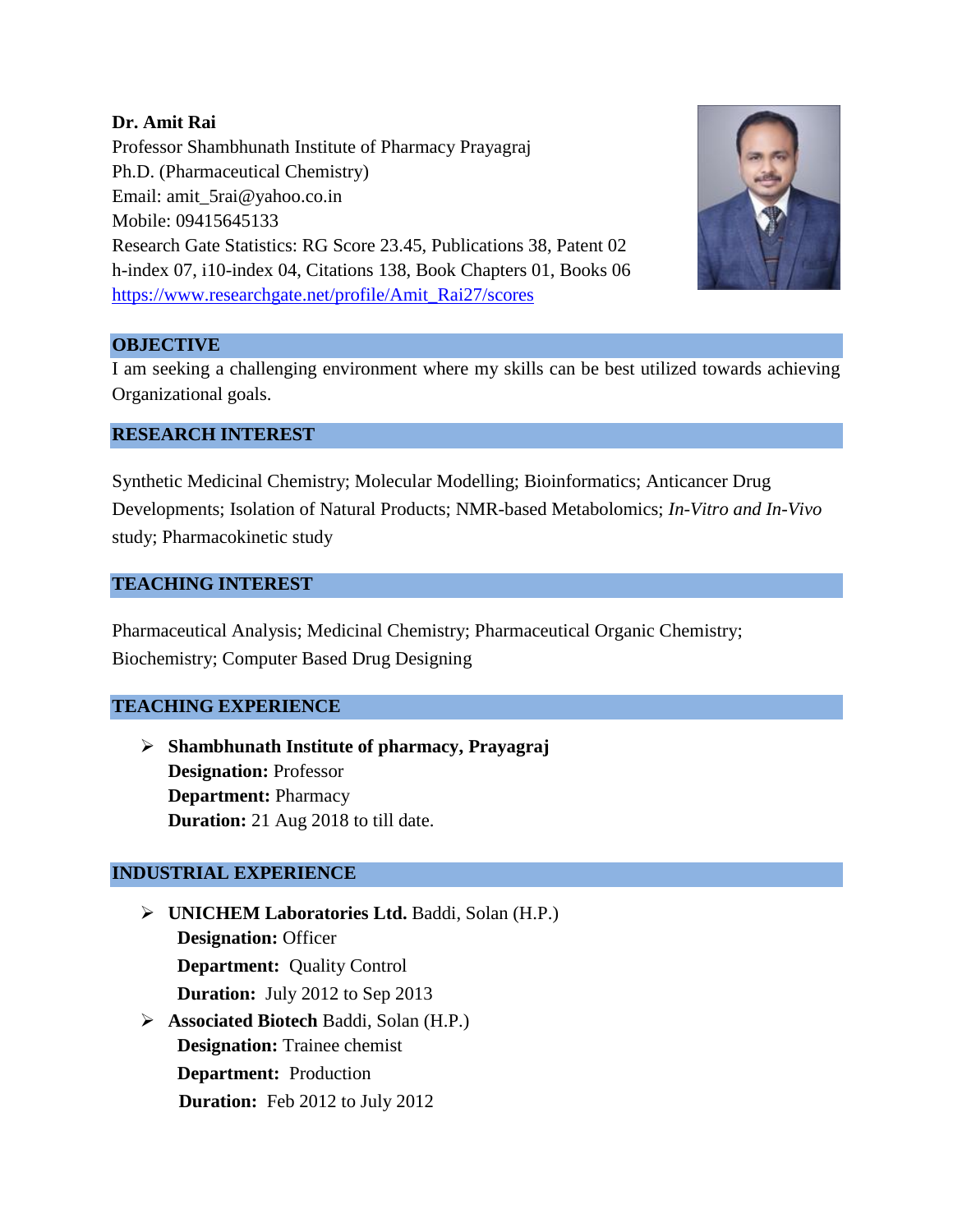**Dr. Amit Rai**
Professor Shambhunath Institute of Pharmacy Prayagraj
Ph.D. (Pharmaceutical Chemistry)
Email: amit_5rai@yahoo.co.in
Mobile: 09415645133
Research Gate Statistics: RG Score 23.45, Publications 38, Patent 02
h-index 07, i10-index 04, Citations 138, Book Chapters 01, Books 06
[https://www.researchgate.net/profile/Amit_Rai27/scores](https://www.researchgate.net/profile/Amit_Rai27/scores)

## OBJECTIVE

I am seeking a challenging environment where my skills can be best utilized towards achieving Organizational goals.

## RESEARCH INTEREST

Synthetic Medicinal Chemistry; Molecular Modelling; Bioinformatics; Anticancer Drug Developments; Isolation of Natural Products; NMR-based Metabolomics; *In-Vitro and In-Vivo* study; Pharmacokinetic study

## TEACHING INTEREST

Pharmaceutical Analysis; Medicinal Chemistry; Pharmaceutical Organic Chemistry; Biochemistry; Computer Based Drug Designing

## TEACHING EXPERIENCE

- **Shambhunath Institute of pharmacy, Prayagraj**
  **Designation:** Professor
  **Department:** Pharmacy
  **Duration:** 21 Aug 2018 to till date.

## INDUSTRIAL EXPERIENCE

- **UNICHEM Laboratories Ltd.** Baddi, Solan (H.P.)
  **Designation:** Officer
  **Department:** Quality Control
  **Duration:** July 2012 to Sep 2013
- **Associated Biotech** Baddi, Solan (H.P.)
  **Designation:** Trainee chemist
  **Department:** Production
  **Duration:** Feb 2012 to July 2012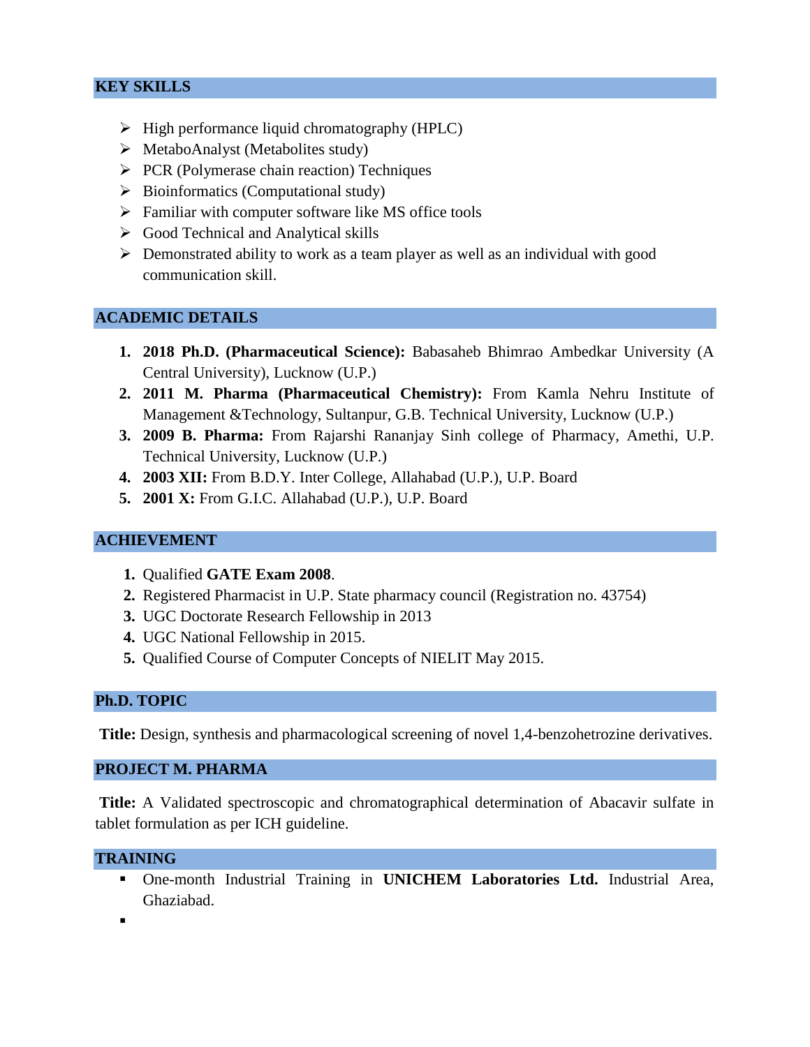## KEY SKILLS

- High performance liquid chromatography (HPLC)
- MetaboAnalyst (Metabolites study)
- PCR (Polymerase chain reaction) Techniques
- Bioinformatics (Computational study)
- Familiar with computer software like MS office tools
- Good Technical and Analytical skills
- Demonstrated ability to work as a team player as well as an individual with good communication skill.

## ACADEMIC DETAILS

1. **2018 Ph.D. (Pharmaceutical Science):** Babasaheb Bhimrao Ambedkar University (A Central University), Lucknow (U.P.)
2. **2011 M. Pharma (Pharmaceutical Chemistry):** From Kamla Nehru Institute of Management &Technology, Sultanpur, G.B. Technical University, Lucknow (U.P.)
3. **2009 B. Pharma:** From Rajarshi Rananjay Sinh college of Pharmacy, Amethi, U.P. Technical University, Lucknow (U.P.)
4. **2003 XII:** From B.D.Y. Inter College, Allahabad (U.P.), U.P. Board
5. **2001 X:** From G.I.C. Allahabad (U.P.), U.P. Board

## ACHIEVEMENT

1. Qualified **GATE Exam 2008**.
2. Registered Pharmacist in U.P. State pharmacy council (Registration no. 43754)
3. UGC Doctorate Research Fellowship in 2013
4. UGC National Fellowship in 2015.
5. Qualified Course of Computer Concepts of NIELIT May 2015.

## Ph.D. TOPIC

**Title:** Design, synthesis and pharmacological screening of novel 1,4-benzohetrozine derivatives.

## PROJECT M. PHARMA

**Title:** A Validated spectroscopic and chromatographical determination of Abacavir sulfate in tablet formulation as per ICH guideline.

## TRAINING

- One-month Industrial Training in **UNICHEM Laboratories Ltd.** Industrial Area, Ghaziabad.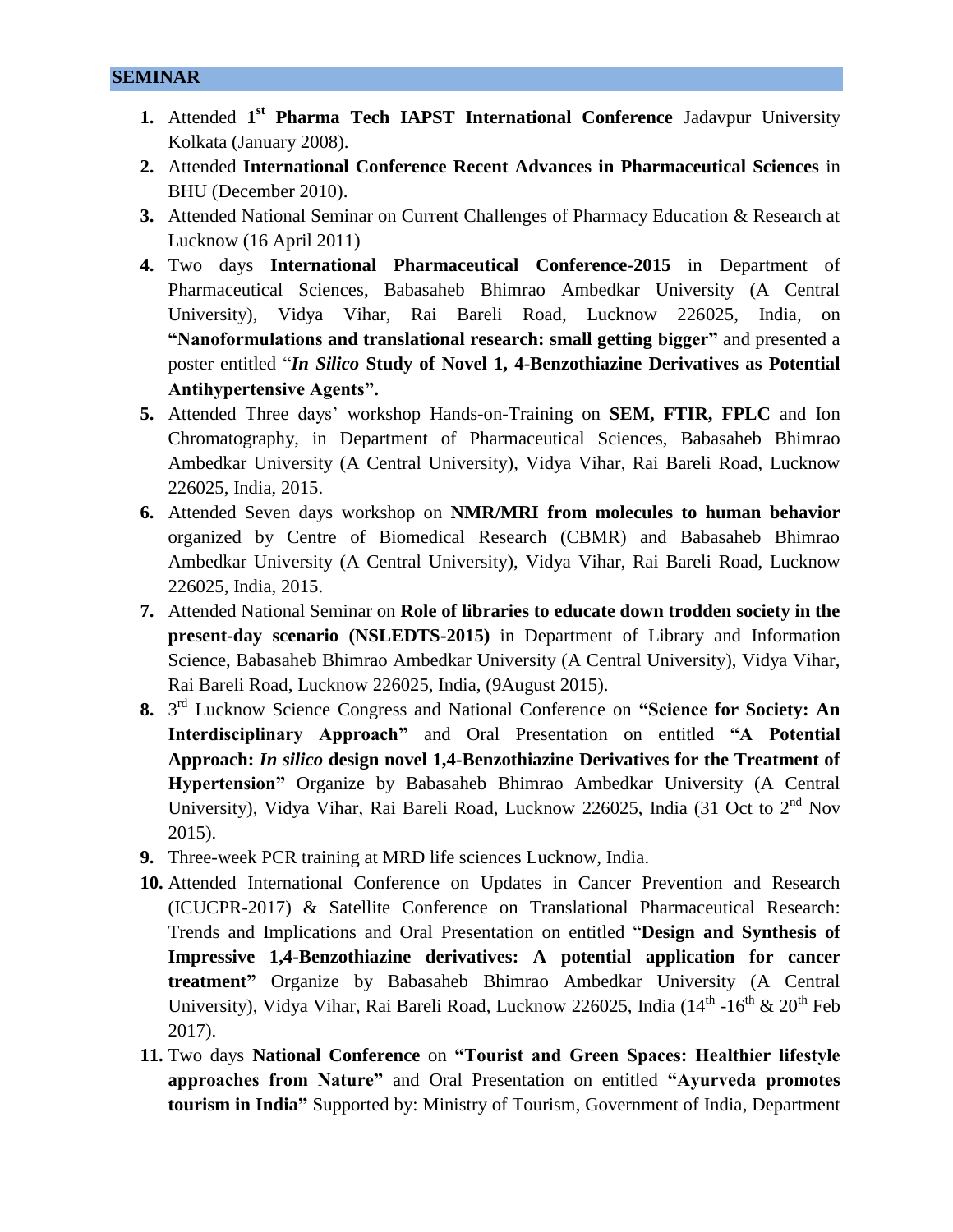## SEMINAR

1. Attended **1st Pharma Tech IAPST International Conference** Jadavpur University Kolkata (January 2008).
2. Attended **International Conference Recent Advances in Pharmaceutical Sciences** in BHU (December 2010).
3. Attended National Seminar on Current Challenges of Pharmacy Education & Research at Lucknow (16 April 2011)
4. Two days **International Pharmaceutical Conference-2015** in Department of Pharmaceutical Sciences, Babasaheb Bhimrao Ambedkar University (A Central University), Vidya Vihar, Rai Bareli Road, Lucknow 226025, India, on **"Nanoformulations and translational research: small getting bigger"** and presented a poster entitled "***In Silico* Study of Novel 1, 4-Benzothiazine Derivatives as Potential Antihypertensive Agents".**
5. Attended Three days' workshop Hands-on-Training on **SEM, FTIR, FPLC** and Ion Chromatography, in Department of Pharmaceutical Sciences, Babasaheb Bhimrao Ambedkar University (A Central University), Vidya Vihar, Rai Bareli Road, Lucknow 226025, India, 2015.
6. Attended Seven days workshop on **NMR/MRI from molecules to human behavior** organized by Centre of Biomedical Research (CBMR) and Babasaheb Bhimrao Ambedkar University (A Central University), Vidya Vihar, Rai Bareli Road, Lucknow 226025, India, 2015.
7. Attended National Seminar on **Role of libraries to educate down trodden society in the present-day scenario (NSLEDTS-2015)** in Department of Library and Information Science, Babasaheb Bhimrao Ambedkar University (A Central University), Vidya Vihar, Rai Bareli Road, Lucknow 226025, India, (9August 2015).
8. 3rd Lucknow Science Congress and National Conference on **"Science for Society: An Interdisciplinary Approach"** and Oral Presentation on entitled **"A Potential Approach: *In silico* design novel 1,4-Benzothiazine Derivatives for the Treatment of Hypertension"** Organize by Babasaheb Bhimrao Ambedkar University (A Central University), Vidya Vihar, Rai Bareli Road, Lucknow 226025, India (31 Oct to 2nd Nov 2015).
9. Three-week PCR training at MRD life sciences Lucknow, India.
10. Attended International Conference on Updates in Cancer Prevention and Research (ICUCPR-2017) & Satellite Conference on Translational Pharmaceutical Research: Trends and Implications and Oral Presentation on entitled "**Design and Synthesis of Impressive 1,4-Benzothiazine derivatives: A potential application for cancer treatment"** Organize by Babasaheb Bhimrao Ambedkar University (A Central University), Vidya Vihar, Rai Bareli Road, Lucknow 226025, India (14th -16th & 20th Feb 2017).
11. Two days **National Conference** on **"Tourist and Green Spaces: Healthier lifestyle approaches from Nature"** and Oral Presentation on entitled **"Ayurveda promotes tourism in India"** Supported by: Ministry of Tourism, Government of India, Department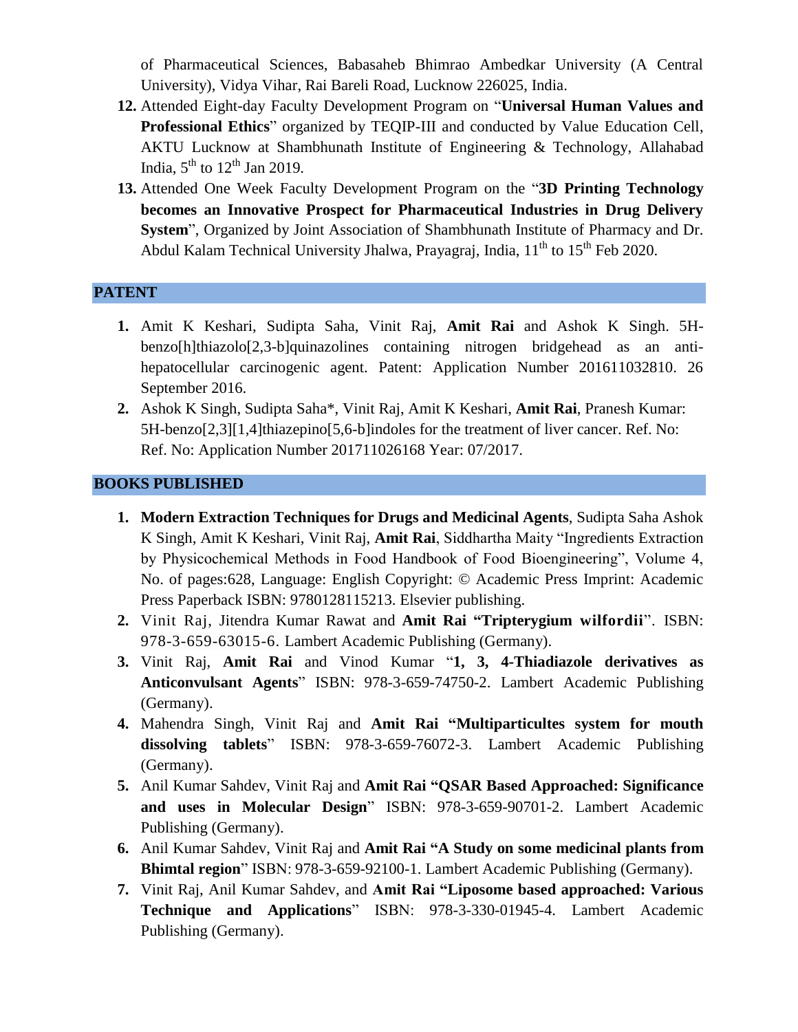of Pharmaceutical Sciences, Babasaheb Bhimrao Ambedkar University (A Central University), Vidya Vihar, Rai Bareli Road, Lucknow 226025, India.

12. Attended Eight-day Faculty Development Program on "**Universal Human Values and Professional Ethics**" organized by TEQIP-III and conducted by Value Education Cell, AKTU Lucknow at Shambhunath Institute of Engineering & Technology, Allahabad India, 5th to 12th Jan 2019.
13. Attended One Week Faculty Development Program on the "**3D Printing Technology becomes an Innovative Prospect for Pharmaceutical Industries in Drug Delivery System**", Organized by Joint Association of Shambhunath Institute of Pharmacy and Dr. Abdul Kalam Technical University Jhalwa, Prayagraj, India, 11th to 15th Feb 2020.

## PATENT

1. Amit K Keshari, Sudipta Saha, Vinit Raj, **Amit Rai** and Ashok K Singh. 5H-benzo[h]thiazolo[2,3-b]quinazolines containing nitrogen bridgehead as an anti-hepatocellular carcinogenic agent. Patent: Application Number 201611032810. 26 September 2016.
2. Ashok K Singh, Sudipta Saha*, Vinit Raj, Amit K Keshari, **Amit Rai**, Pranesh Kumar: 5H-benzo[2,3][1,4]thiazepino[5,6-b]indoles for the treatment of liver cancer. Ref. No: Ref. No: Application Number 201711026168 Year: 07/2017.

## BOOKS PUBLISHED

1. **Modern Extraction Techniques for Drugs and Medicinal Agents**, Sudipta Saha Ashok K Singh, Amit K Keshari, Vinit Raj, **Amit Rai**, Siddhartha Maity "Ingredients Extraction by Physicochemical Methods in Food Handbook of Food Bioengineering", Volume 4, No. of pages:628, Language: English Copyright: © Academic Press Imprint: Academic Press Paperback ISBN: 9780128115213. Elsevier publishing.
2. Vinit Raj, Jitendra Kumar Rawat and **Amit Rai "Tripterygium wilfordii"**. ISBN: 978-3-659-63015-6. Lambert Academic Publishing (Germany).
3. Vinit Raj, **Amit Rai** and Vinod Kumar "**1, 3, 4-Thiadiazole derivatives as Anticonvulsant Agents**" ISBN: 978-3-659-74750-2. Lambert Academic Publishing (Germany).
4. Mahendra Singh, Vinit Raj and **Amit Rai "Multiparticultes system for mouth dissolving tablets**" ISBN: 978-3-659-76072-3. Lambert Academic Publishing (Germany).
5. Anil Kumar Sahdev, Vinit Raj and **Amit Rai "QSAR Based Approached: Significance and uses in Molecular Design**" ISBN: 978-3-659-90701-2. Lambert Academic Publishing (Germany).
6. Anil Kumar Sahdev, Vinit Raj and **Amit Rai "A Study on some medicinal plants from Bhimtal region**" ISBN: 978-3-659-92100-1. Lambert Academic Publishing (Germany).
7. Vinit Raj, Anil Kumar Sahdev, and **Amit Rai "Liposome based approached: Various Technique and Applications**" ISBN: 978-3-330-01945-4. Lambert Academic Publishing (Germany).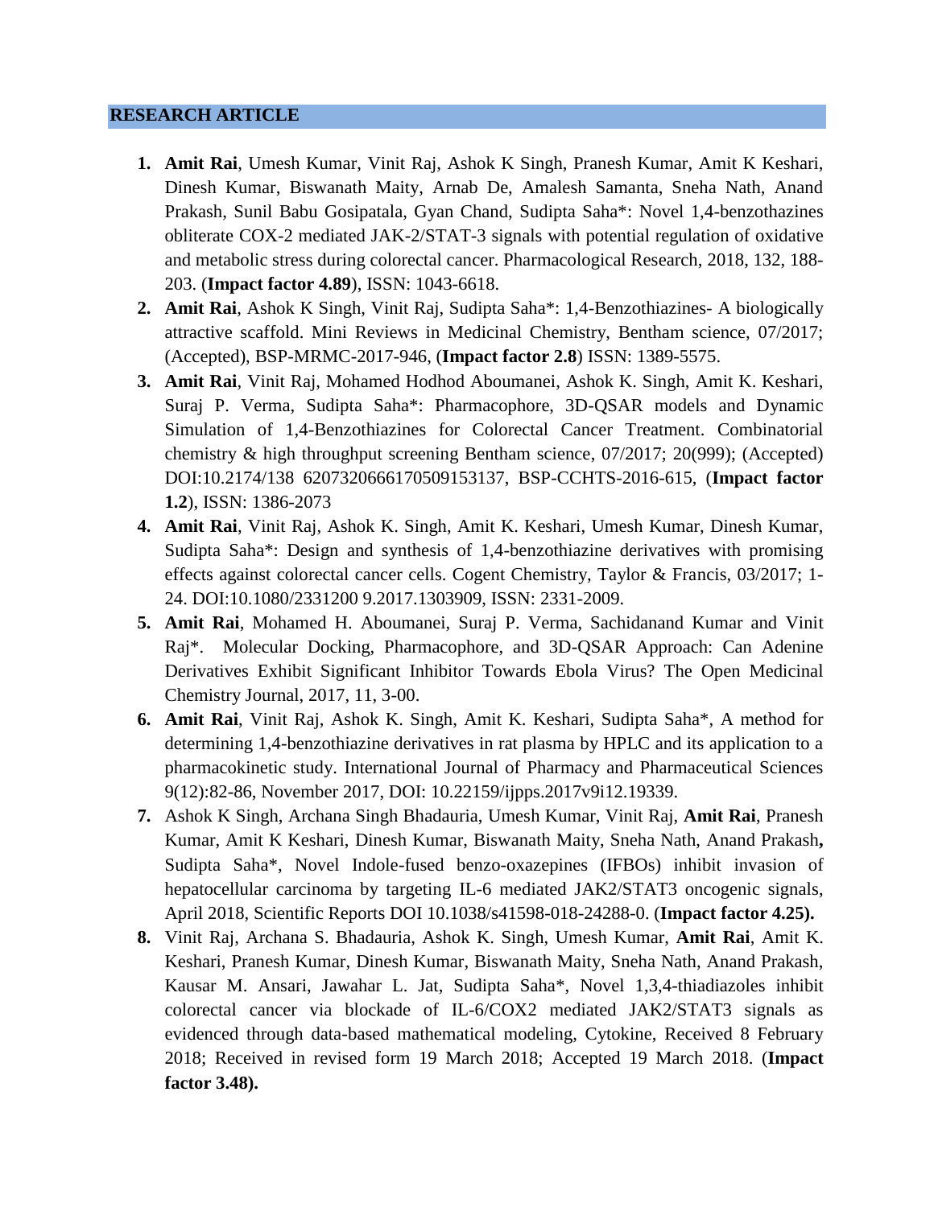## RESEARCH ARTICLE

1. **Amit Rai**, Umesh Kumar, Vinit Raj, Ashok K Singh, Pranesh Kumar, Amit K Keshari, Dinesh Kumar, Biswanath Maity, Arnab De, Amalesh Samanta, Sneha Nath, Anand Prakash, Sunil Babu Gosipatala, Gyan Chand, Sudipta Saha*: Novel 1,4-benzothazines obliterate COX-2 mediated JAK-2/STAT-3 signals with potential regulation of oxidative and metabolic stress during colorectal cancer. Pharmacological Research, 2018, 132, 188-203. (**Impact factor 4.89**), ISSN: 1043-6618.
2. **Amit Rai**, Ashok K Singh, Vinit Raj, Sudipta Saha*: 1,4-Benzothiazines- A biologically attractive scaffold. Mini Reviews in Medicinal Chemistry, Bentham science, 07/2017; (Accepted), BSP-MRMC-2017-946, (**Impact factor 2.8**) ISSN: 1389-5575.
3. **Amit Rai**, Vinit Raj, Mohamed Hodhod Aboumanei, Ashok K. Singh, Amit K. Keshari, Suraj P. Verma, Sudipta Saha*: Pharmacophore, 3D-QSAR models and Dynamic Simulation of 1,4-Benzothiazines for Colorectal Cancer Treatment. Combinatorial chemistry & high throughput screening Bentham science, 07/2017; 20(999); (Accepted) DOI:10.2174/138 6207320666170509153137, BSP-CCHTS-2016-615, (**Impact factor 1.2**), ISSN: 1386-2073
4. **Amit Rai**, Vinit Raj, Ashok K. Singh, Amit K. Keshari, Umesh Kumar, Dinesh Kumar, Sudipta Saha*: Design and synthesis of 1,4-benzothiazine derivatives with promising effects against colorectal cancer cells. Cogent Chemistry, Taylor & Francis, 03/2017; 1-24. DOI:10.1080/2331200 9.2017.1303909, ISSN: 2331-2009.
5. **Amit Rai**, Mohamed H. Aboumanei, Suraj P. Verma, Sachidanand Kumar and Vinit Raj*. Molecular Docking, Pharmacophore, and 3D-QSAR Approach: Can Adenine Derivatives Exhibit Significant Inhibitor Towards Ebola Virus? The Open Medicinal Chemistry Journal, 2017, 11, 3-00.
6. **Amit Rai**, Vinit Raj, Ashok K. Singh, Amit K. Keshari, Sudipta Saha*, A method for determining 1,4-benzothiazine derivatives in rat plasma by HPLC and its application to a pharmacokinetic study. International Journal of Pharmacy and Pharmaceutical Sciences 9(12):82-86, November 2017, DOI: 10.22159/ijpps.2017v9i12.19339.
7. Ashok K Singh, Archana Singh Bhadauria, Umesh Kumar, Vinit Raj, **Amit Rai**, Pranesh Kumar, Amit K Keshari, Dinesh Kumar, Biswanath Maity, Sneha Nath, Anand Prakash**,** Sudipta Saha*, Novel Indole-fused benzo-oxazepines (IFBOs) inhibit invasion of hepatocellular carcinoma by targeting IL-6 mediated JAK2/STAT3 oncogenic signals, April 2018, Scientific Reports DOI 10.1038/s41598-018-24288-0. (**Impact factor 4.25).**
8. Vinit Raj, Archana S. Bhadauria, Ashok K. Singh, Umesh Kumar, **Amit Rai**, Amit K. Keshari, Pranesh Kumar, Dinesh Kumar, Biswanath Maity, Sneha Nath, Anand Prakash, Kausar M. Ansari, Jawahar L. Jat, Sudipta Saha*, Novel 1,3,4-thiadiazoles inhibit colorectal cancer via blockade of IL-6/COX2 mediated JAK2/STAT3 signals as evidenced through data-based mathematical modeling, Cytokine, Received 8 February 2018; Received in revised form 19 March 2018; Accepted 19 March 2018. (**Impact factor 3.48).**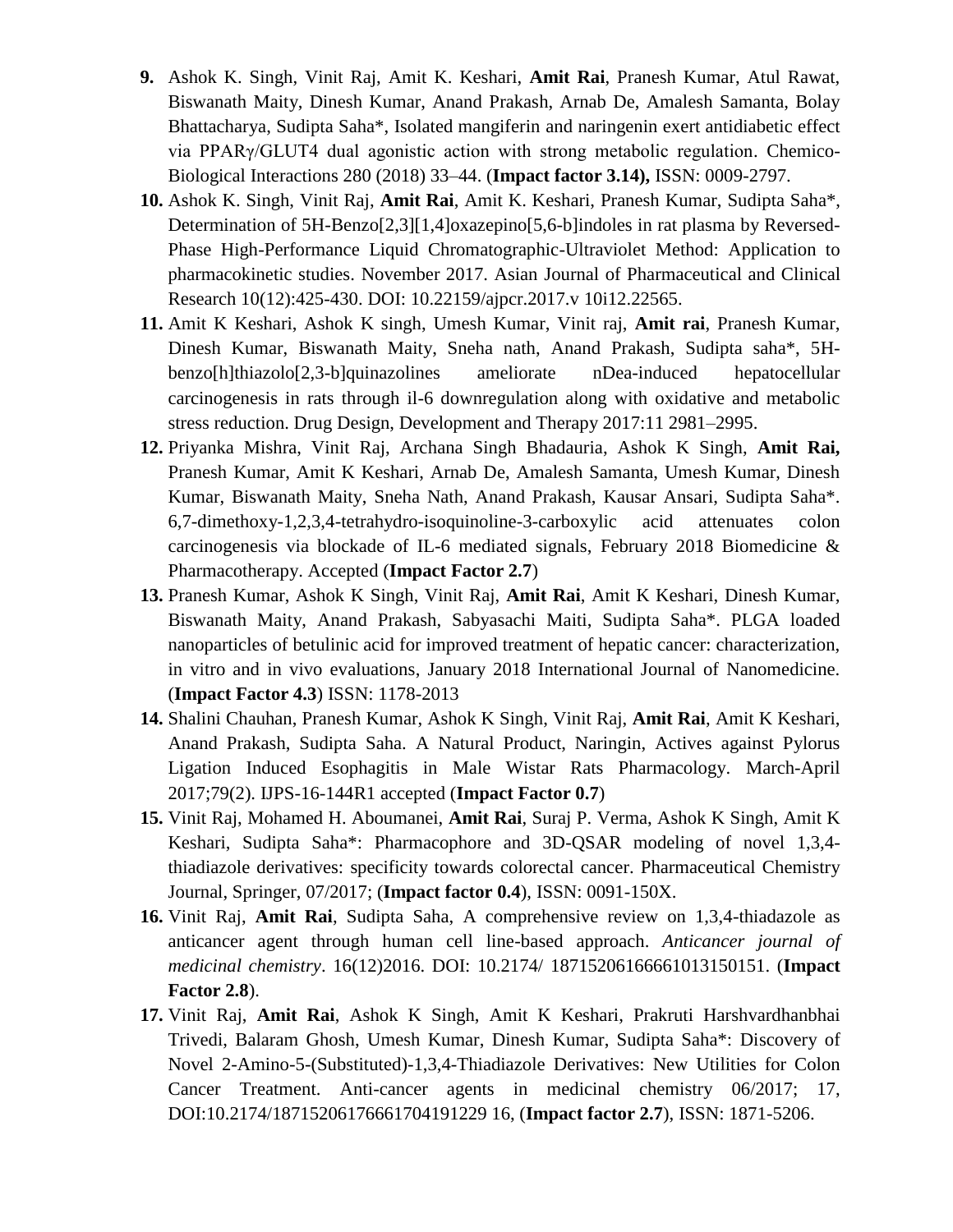9. Ashok K. Singh, Vinit Raj, Amit K. Keshari, **Amit Rai**, Pranesh Kumar, Atul Rawat, Biswanath Maity, Dinesh Kumar, Anand Prakash, Arnab De, Amalesh Samanta, Bolay Bhattacharya, Sudipta Saha*, Isolated mangiferin and naringenin exert antidiabetic effect via PPARγ/GLUT4 dual agonistic action with strong metabolic regulation. Chemico-Biological Interactions 280 (2018) 33–44. (**Impact factor 3.14),** ISSN: 0009-2797.
10. Ashok K. Singh, Vinit Raj, **Amit Rai**, Amit K. Keshari, Pranesh Kumar, Sudipta Saha*, Determination of 5H-Benzo[2,3][1,4]oxazepino[5,6-b]indoles in rat plasma by Reversed-Phase High-Performance Liquid Chromatographic-Ultraviolet Method: Application to pharmacokinetic studies. November 2017. Asian Journal of Pharmaceutical and Clinical Research 10(12):425-430. DOI: 10.22159/ajpcr.2017.v 10i12.22565.
11. Amit K Keshari, Ashok K singh, Umesh Kumar, Vinit raj, **Amit rai**, Pranesh Kumar, Dinesh Kumar, Biswanath Maity, Sneha nath, Anand Prakash, Sudipta saha*, 5H-benzo[h]thiazolo[2,3-b]quinazolines ameliorate nDea-induced hepatocellular carcinogenesis in rats through il-6 downregulation along with oxidative and metabolic stress reduction. Drug Design, Development and Therapy 2017:11 2981–2995.
12. Priyanka Mishra, Vinit Raj, Archana Singh Bhadauria, Ashok K Singh, **Amit Rai,** Pranesh Kumar, Amit K Keshari, Arnab De, Amalesh Samanta, Umesh Kumar, Dinesh Kumar, Biswanath Maity, Sneha Nath, Anand Prakash, Kausar Ansari, Sudipta Saha*. 6,7-dimethoxy-1,2,3,4-tetrahydro-isoquinoline-3-carboxylic acid attenuates colon carcinogenesis via blockade of IL-6 mediated signals, February 2018 Biomedicine & Pharmacotherapy. Accepted (**Impact Factor 2.7**)
13. Pranesh Kumar, Ashok K Singh, Vinit Raj, **Amit Rai**, Amit K Keshari, Dinesh Kumar, Biswanath Maity, Anand Prakash, Sabyasachi Maiti, Sudipta Saha*. PLGA loaded nanoparticles of betulinic acid for improved treatment of hepatic cancer: characterization, in vitro and in vivo evaluations, January 2018 International Journal of Nanomedicine. (**Impact Factor 4.3**) ISSN: 1178-2013
14. Shalini Chauhan, Pranesh Kumar, Ashok K Singh, Vinit Raj, **Amit Rai**, Amit K Keshari, Anand Prakash, Sudipta Saha. A Natural Product, Naringin, Actives against Pylorus Ligation Induced Esophagitis in Male Wistar Rats Pharmacology. March-April 2017;79(2). IJPS-16-144R1 accepted (**Impact Factor 0.7**)
15. Vinit Raj, Mohamed H. Aboumanei, **Amit Rai**, Suraj P. Verma, Ashok K Singh, Amit K Keshari, Sudipta Saha*: Pharmacophore and 3D-QSAR modeling of novel 1,3,4-thiadiazole derivatives: specificity towards colorectal cancer. Pharmaceutical Chemistry Journal, Springer, 07/2017; (**Impact factor 0.4**), ISSN: 0091-150X.
16. Vinit Raj, **Amit Rai**, Sudipta Saha, A comprehensive review on 1,3,4-thiadazole as anticancer agent through human cell line-based approach. *Anticancer journal of medicinal chemistry*. 16(12)2016. DOI: 10.2174/ 1871520616666101315015​1. (**Impact Factor 2.8**).
17. Vinit Raj, **Amit Rai**, Ashok K Singh, Amit K Keshari, Prakruti Harshvardhanbhai Trivedi, Balaram Ghosh, Umesh Kumar, Dinesh Kumar, Sudipta Saha*: Discovery of Novel 2-Amino-5-(Substituted)-1,3,4-Thiadiazole Derivatives: New Utilities for Colon Cancer Treatment. Anti-cancer agents in medicinal chemistry 06/2017; 17, DOI:10.2174/1871520617666170419122​9 16, (**Impact factor 2.7**), ISSN: 1871-5206.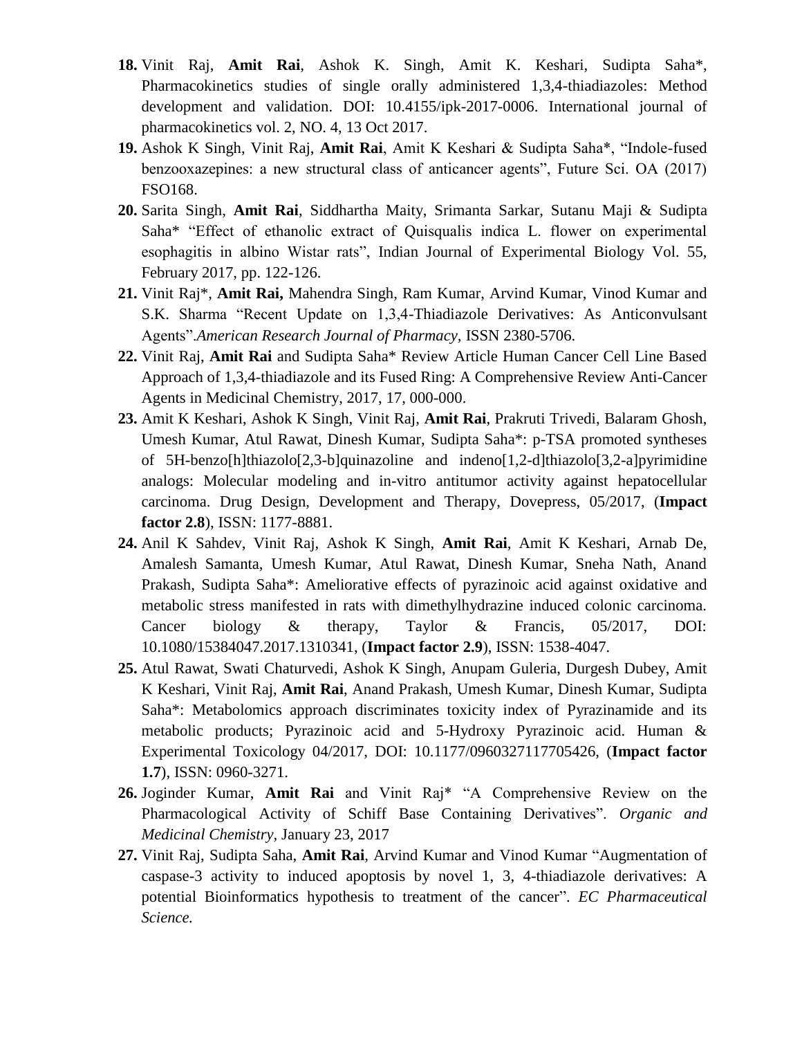18. Vinit Raj, **Amit Rai**, Ashok K. Singh, Amit K. Keshari, Sudipta Saha*, Pharmacokinetics studies of single orally administered 1,3,4-thiadiazoles: Method development and validation. DOI: 10.4155/ipk-2017-0006. International journal of pharmacokinetics vol. 2, NO. 4, 13 Oct 2017.
19. Ashok K Singh, Vinit Raj, **Amit Rai**, Amit K Keshari & Sudipta Saha*, “Indole-fused benzooxazepines: a new structural class of anticancer agents”, Future Sci. OA (2017) FSO168.
20. Sarita Singh, **Amit Rai**, Siddhartha Maity, Srimanta Sarkar, Sutanu Maji & Sudipta Saha* “Effect of ethanolic extract of Quisqualis indica L. flower on experimental esophagitis in albino Wistar rats”, Indian Journal of Experimental Biology Vol. 55, February 2017, pp. 122-126.
21. Vinit Raj*, **Amit Rai,** Mahendra Singh, Ram Kumar, Arvind Kumar, Vinod Kumar and S.K. Sharma “Recent Update on 1,3,4-Thiadiazole Derivatives: As Anticonvulsant Agents”.*American Research Journal of Pharmacy,* ISSN 2380-5706.
22. Vinit Raj, **Amit Rai** and Sudipta Saha* Review Article Human Cancer Cell Line Based Approach of 1,3,4-thiadiazole and its Fused Ring: A Comprehensive Review Anti-Cancer Agents in Medicinal Chemistry, 2017, 17, 000-000.
23. Amit K Keshari, Ashok K Singh, Vinit Raj, **Amit Rai**, Prakruti Trivedi, Balaram Ghosh, Umesh Kumar, Atul Rawat, Dinesh Kumar, Sudipta Saha*: p-TSA promoted syntheses of 5H-benzo[h]thiazolo[2,3-b]quinazoline and indeno[1,2-d]thiazolo[3,2-a]pyrimidine analogs: Molecular modeling and in-vitro antitumor activity against hepatocellular carcinoma. Drug Design, Development and Therapy, Dovepress, 05/2017, (**Impact factor 2.8**), ISSN: 1177-8881.
24. Anil K Sahdev, Vinit Raj, Ashok K Singh, **Amit Rai**, Amit K Keshari, Arnab De, Amalesh Samanta, Umesh Kumar, Atul Rawat, Dinesh Kumar, Sneha Nath, Anand Prakash, Sudipta Saha*: Ameliorative effects of pyrazinoic acid against oxidative and metabolic stress manifested in rats with dimethylhydrazine induced colonic carcinoma. Cancer biology & therapy, Taylor & Francis, 05/2017, DOI: 10.1080/15384047.2017.1310341, (**Impact factor 2.9**), ISSN: 1538-4047.
25. Atul Rawat, Swati Chaturvedi, Ashok K Singh, Anupam Guleria, Durgesh Dubey, Amit K Keshari, Vinit Raj, **Amit Rai**, Anand Prakash, Umesh Kumar, Dinesh Kumar, Sudipta Saha*: Metabolomics approach discriminates toxicity index of Pyrazinamide and its metabolic products; Pyrazinoic acid and 5-Hydroxy Pyrazinoic acid. Human & Experimental Toxicology 04/2017, DOI: 10.1177/0960327117705426, (**Impact factor 1.7**), ISSN: 0960-3271.
26. Joginder Kumar, **Amit Rai** and Vinit Raj* “A Comprehensive Review on the Pharmacological Activity of Schiff Base Containing Derivatives”. *Organic and Medicinal Chemistry*, January 23, 2017
27. Vinit Raj, Sudipta Saha, **Amit Rai**, Arvind Kumar and Vinod Kumar “Augmentation of caspase-3 activity to induced apoptosis by novel 1, 3, 4-thiadiazole derivatives: A potential Bioinformatics hypothesis to treatment of the cancer”. *EC Pharmaceutical Science.*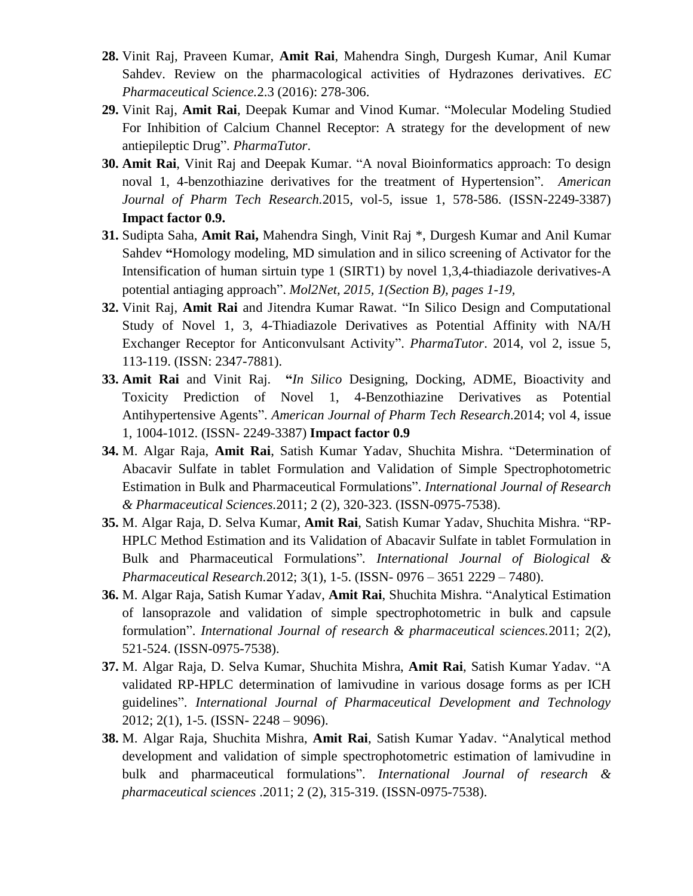28. Vinit Raj, Praveen Kumar, **Amit Rai**, Mahendra Singh, Durgesh Kumar, Anil Kumar Sahdev. Review on the pharmacological activities of Hydrazones derivatives. *EC Pharmaceutical Science.*2.3 (2016): 278-306.
29. Vinit Raj, **Amit Rai**, Deepak Kumar and Vinod Kumar. "Molecular Modeling Studied For Inhibition of Calcium Channel Receptor: A strategy for the development of new antiepileptic Drug". *PharmaTutor*.
30. **Amit Rai**, Vinit Raj and Deepak Kumar. "A noval Bioinformatics approach: To design noval 1, 4-benzothiazine derivatives for the treatment of Hypertension". *American Journal of Pharm Tech Research.*2015, vol-5, issue 1, 578-586. (ISSN-2249-3387) **Impact factor 0.9.**
31. Sudipta Saha, **Amit Rai,** Mahendra Singh, Vinit Raj *, Durgesh Kumar and Anil Kumar Sahdev **"**Homology modeling, MD simulation and in silico screening of Activator for the Intensification of human sirtuin type 1 (SIRT1) by novel 1,3,4-thiadiazole derivatives-A potential antiaging approach". *Mol2Net, 2015, 1(Section B), pages 1-19,*
32. Vinit Raj, **Amit Rai** and Jitendra Kumar Rawat. "In Silico Design and Computational Study of Novel 1, 3, 4-Thiadiazole Derivatives as Potential Affinity with NA/H Exchanger Receptor for Anticonvulsant Activity". *PharmaTutor*. 2014, vol 2, issue 5, 113-119. (ISSN: 2347-7881).
33. **Amit Rai** and Vinit Raj. **"***In Silico* Designing, Docking, ADME, Bioactivity and Toxicity Prediction of Novel 1, 4-Benzothiazine Derivatives as Potential Antihypertensive Agents". *American Journal of Pharm Tech Research.*2014; vol 4, issue 1, 1004-1012. (ISSN- 2249-3387) **Impact factor 0.9**
34. M. Algar Raja, **Amit Rai**, Satish Kumar Yadav, Shuchita Mishra. "Determination of Abacavir Sulfate in tablet Formulation and Validation of Simple Spectrophotometric Estimation in Bulk and Pharmaceutical Formulations". *International Journal of Research & Pharmaceutical Sciences.*2011; 2 (2), 320-323. (ISSN-0975-7538).
35. M. Algar Raja, D. Selva Kumar, **Amit Rai**, Satish Kumar Yadav, Shuchita Mishra. "RP-HPLC Method Estimation and its Validation of Abacavir Sulfate in tablet Formulation in Bulk and Pharmaceutical Formulations". *International Journal of Biological & Pharmaceutical Research.*2012; 3(1), 1-5. (ISSN- 0976 – 3651 2229 – 7480).
36. M. Algar Raja, Satish Kumar Yadav, **Amit Rai**, Shuchita Mishra. "Analytical Estimation of lansoprazole and validation of simple spectrophotometric in bulk and capsule formulation". *International Journal of research & pharmaceutical sciences.*2011; 2(2), 521-524. (ISSN-0975-7538).
37. M. Algar Raja, D. Selva Kumar, Shuchita Mishra, **Amit Rai**, Satish Kumar Yadav. "A validated RP-HPLC determination of lamivudine in various dosage forms as per ICH guidelines". *International Journal of Pharmaceutical Development and Technology* 2012; 2(1), 1-5. (ISSN- 2248 – 9096).
38. M. Algar Raja, Shuchita Mishra, **Amit Rai**, Satish Kumar Yadav. "Analytical method development and validation of simple spectrophotometric estimation of lamivudine in bulk and pharmaceutical formulations". *International Journal of research & pharmaceutical sciences* .2011; 2 (2), 315-319. (ISSN-0975-7538).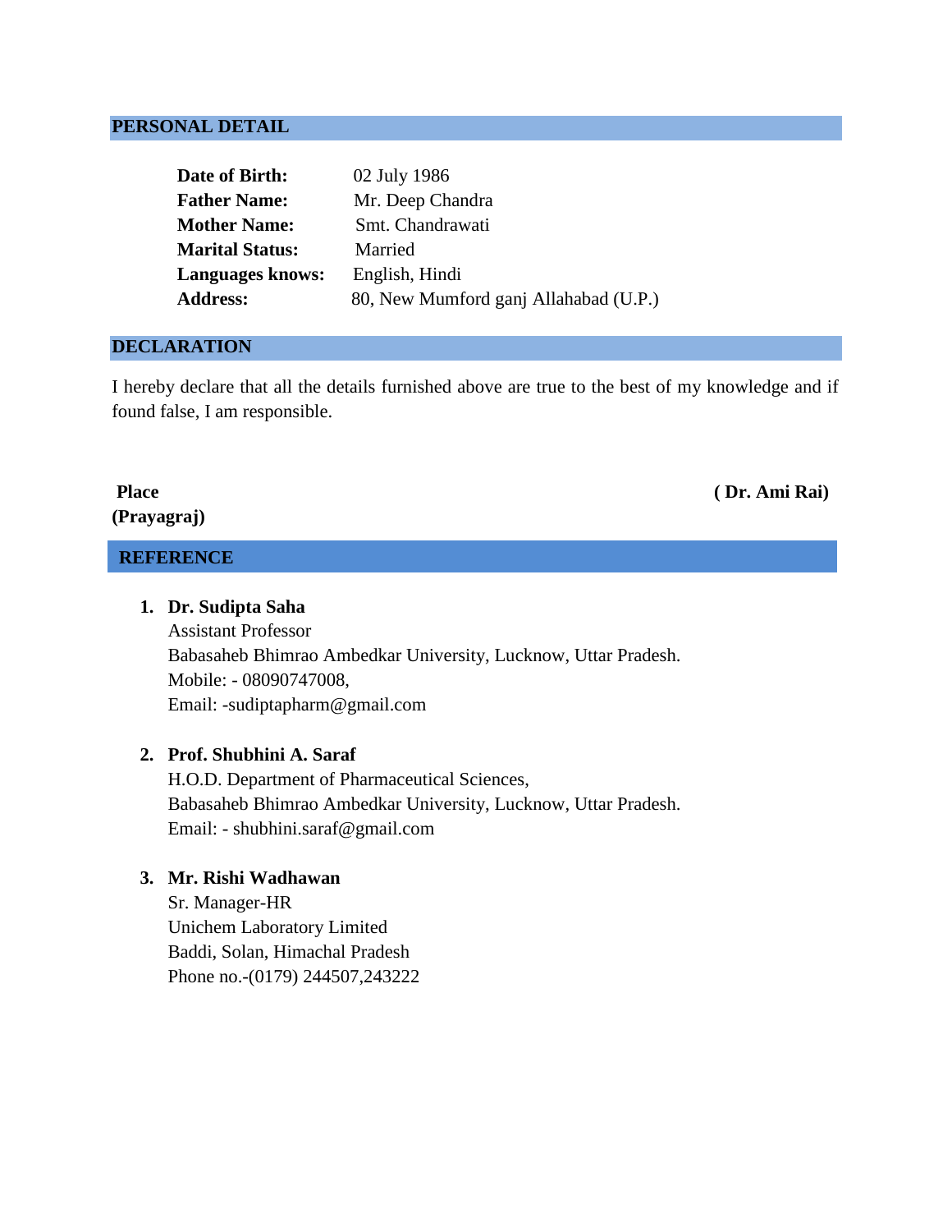## PERSONAL DETAIL

| | |
|---|---|
| **Date of Birth:** | 02 July 1986 |
| **Father Name:** | Mr. Deep Chandra |
| **Mother Name:** | Smt. Chandrawati |
| **Marital Status:** | Married |
| **Languages knows:** | English, Hindi |
| **Address:** | 80, New Mumford ganj Allahabad (U.P.) |

## DECLARATION

I hereby declare that all the details furnished above are true to the best of my knowledge and if found false, I am responsible.

**Place**
**(Prayagraj)**

**( Dr. Ami Rai)**

## REFERENCE

1. **Dr. Sudipta Saha**
   Assistant Professor
   Babasaheb Bhimrao Ambedkar University, Lucknow, Uttar Pradesh.
   Mobile: - 08090747008,
   Email: -sudiptapharm@gmail.com

2. **Prof. Shubhini A. Saraf**
   H.O.D. Department of Pharmaceutical Sciences,
   Babasaheb Bhimrao Ambedkar University, Lucknow, Uttar Pradesh.
   Email: - shubhini.saraf@gmail.com

3. **Mr. Rishi Wadhawan**
   Sr. Manager-HR
   Unichem Laboratory Limited
   Baddi, Solan, Himachal Pradesh
   Phone no.-(0179) 244507,243222